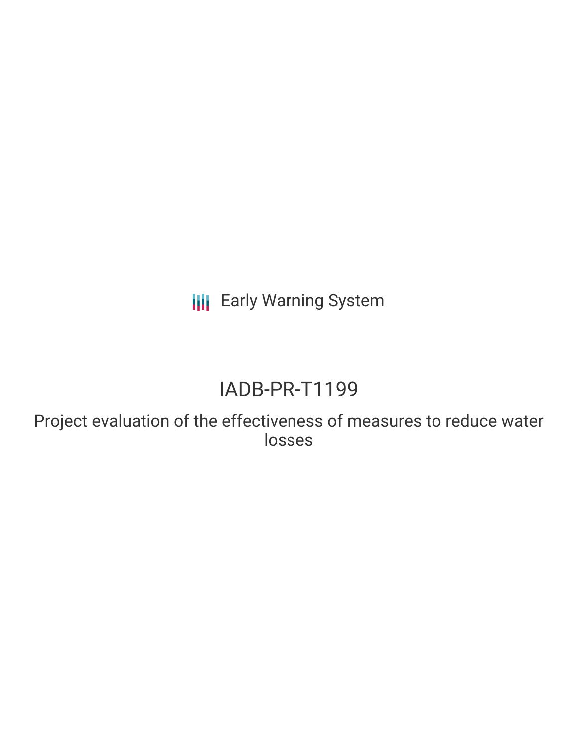Early Warning System

# IADB-PR-T1199

Project evaluation of the effectiveness of measures to reduce water losses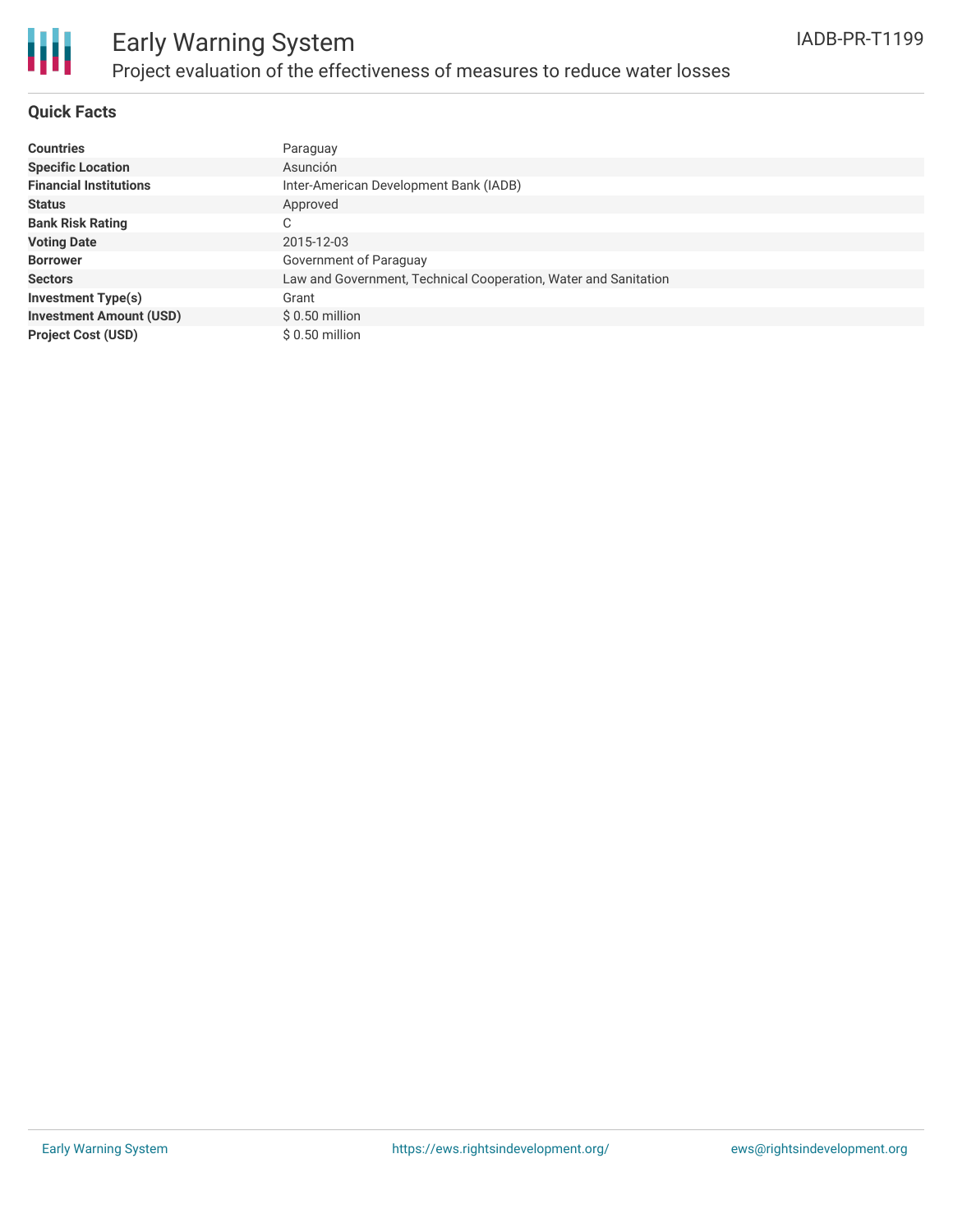# Early Warning System

## Project evaluation of the effectiveness of measures to reduce water losses

IADB-PR-T1199

### Quick Facts

| | |
|---|---|
| **Countries** | Paraguay |
| **Specific Location** | Asunción |
| **Financial Institutions** | Inter-American Development Bank (IADB) |
| **Status** | Approved |
| **Bank Risk Rating** | C |
| **Voting Date** | 2015-12-03 |
| **Borrower** | Government of Paraguay |
| **Sectors** | Law and Government, Technical Cooperation, Water and Sanitation |
| **Investment Type(s)** | Grant |
| **Investment Amount (USD)** | $ 0.50 million |
| **Project Cost (USD)** | $ 0.50 million |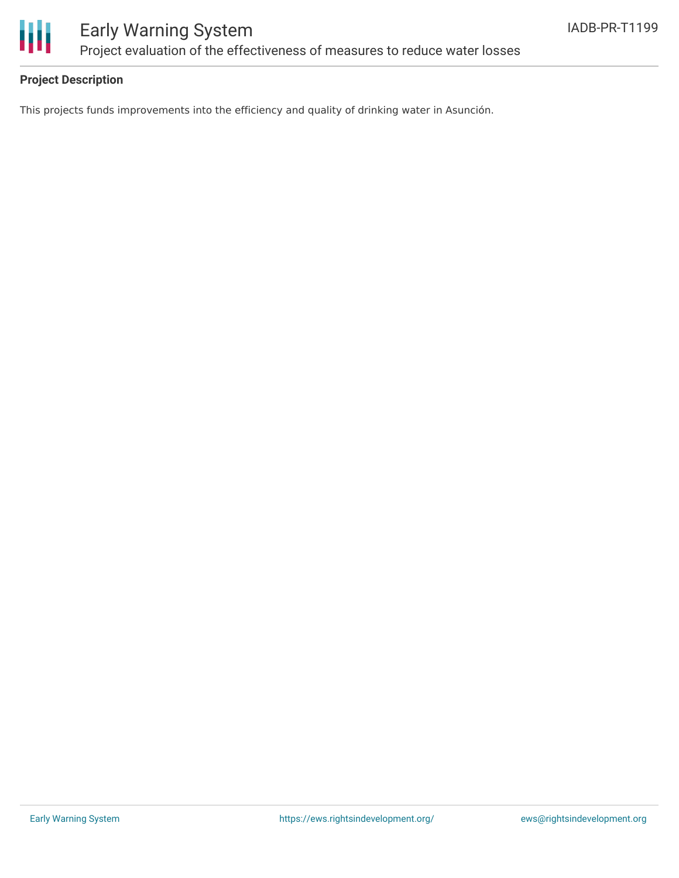**Project Description**

This projects funds improvements into the efficiency and quality of drinking water in Asunción.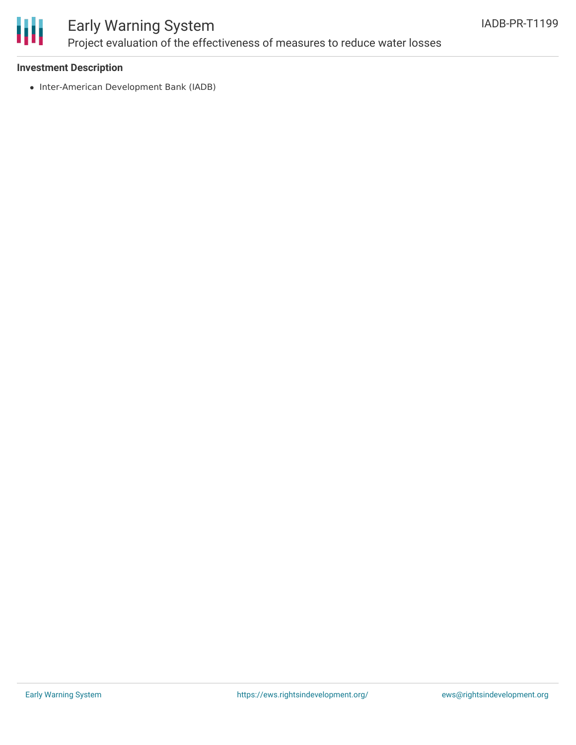**Investment Description**

- Inter-American Development Bank (IADB)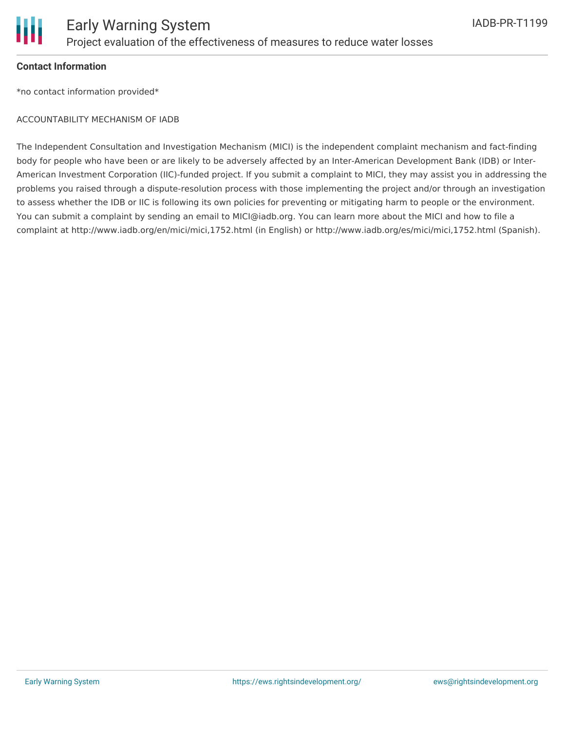**Contact Information**

*no contact information provided*

ACCOUNTABILITY MECHANISM OF IADB

The Independent Consultation and Investigation Mechanism (MICI) is the independent complaint mechanism and fact-finding body for people who have been or are likely to be adversely affected by an Inter-American Development Bank (IDB) or Inter-American Investment Corporation (IIC)-funded project. If you submit a complaint to MICI, they may assist you in addressing the problems you raised through a dispute-resolution process with those implementing the project and/or through an investigation to assess whether the IDB or IIC is following its own policies for preventing or mitigating harm to people or the environment. You can submit a complaint by sending an email to MICI@iadb.org. You can learn more about the MICI and how to file a complaint at http://www.iadb.org/en/mici/mici,1752.html (in English) or http://www.iadb.org/es/mici/mici,1752.html (Spanish).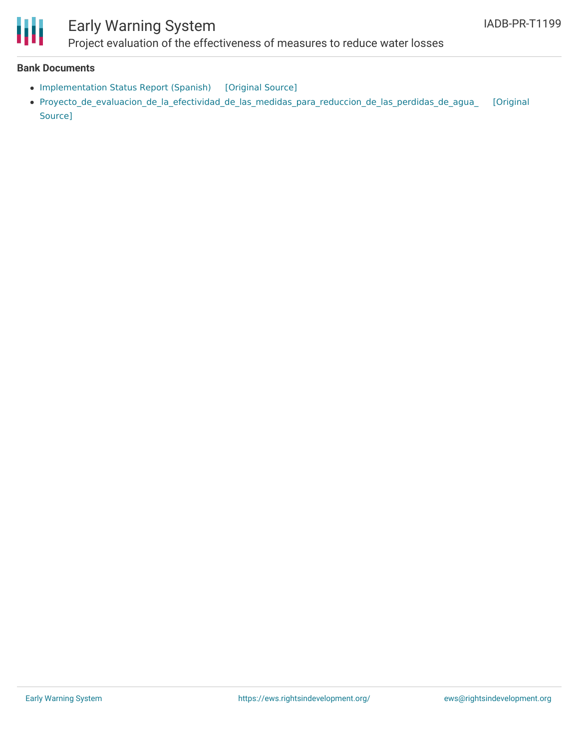## Bank Documents

- Implementation Status Report (Spanish) [Original Source]
- Proyecto_de_evaluacion_de_la_efectividad_de_las_medidas_para_reduccion_de_las_perdidas_de_agua_ [Original Source]